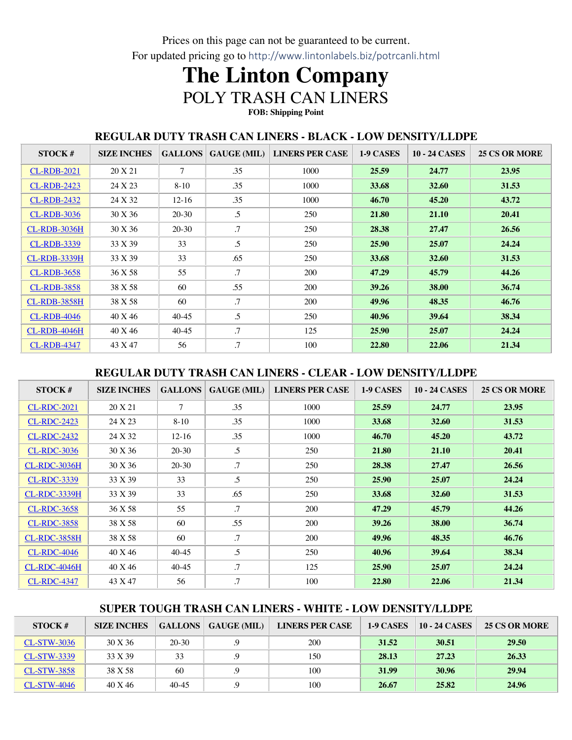Prices on this page can not be guaranteed to be current.

For updated pricing go to http://www.lintonlabels.biz/potrcanli.html

# The Linton Company

## POLY TRASH CAN LINERS

**FOB: Shipping Point**

### REGULAR DUTY TRASH CAN LINERS - BLACK - LOW DENSITY/LLDPE

| STOCK # | SIZE INCHES | GALLONS | GAUGE (MIL) | LINERS PER CASE | 1-9 CASES | 10 - 24 CASES | 25 CS OR MORE |
|---|---|---|---|---|---|---|---|
| CL-RDB-2021 | 20 X 21 | 7 | .35 | 1000 | **25.59** | **24.77** | **23.95** |
| CL-RDB-2423 | 24 X 23 | 8-10 | .35 | 1000 | **33.68** | **32.60** | **31.53** |
| CL-RDB-2432 | 24 X 32 | 12-16 | .35 | 1000 | **46.70** | **45.20** | **43.72** |
| CL-RDB-3036 | 30 X 36 | 20-30 | .5 | 250 | **21.80** | **21.10** | **20.41** |
| CL-RDB-3036H | 30 X 36 | 20-30 | .7 | 250 | **28.38** | **27.47** | **26.56** |
| CL-RDB-3339 | 33 X 39 | 33 | .5 | 250 | **25.90** | **25.07** | **24.24** |
| CL-RDB-3339H | 33 X 39 | 33 | .65 | 250 | **33.68** | **32.60** | **31.53** |
| CL-RDB-3658 | 36 X 58 | 55 | .7 | 200 | **47.29** | **45.79** | **44.26** |
| CL-RDB-3858 | 38 X 58 | 60 | .55 | 200 | **39.26** | **38.00** | **36.74** |
| CL-RDB-3858H | 38 X 58 | 60 | .7 | 200 | **49.96** | **48.35** | **46.76** |
| CL-RDB-4046 | 40 X 46 | 40-45 | .5 | 250 | **40.96** | **39.64** | **38.34** |
| CL-RDB-4046H | 40 X 46 | 40-45 | .7 | 125 | **25.90** | **25.07** | **24.24** |
| CL-RDB-4347 | 43 X 47 | 56 | .7 | 100 | **22.80** | **22.06** | **21.34** |

### REGULAR DUTY TRASH CAN LINERS - CLEAR - LOW DENSITY/LLDPE

| STOCK # | SIZE INCHES | GALLONS | GAUGE (MIL) | LINERS PER CASE | 1-9 CASES | 10 - 24 CASES | 25 CS OR MORE |
|---|---|---|---|---|---|---|---|
| CL-RDC-2021 | 20 X 21 | 7 | .35 | 1000 | **25.59** | **24.77** | **23.95** |
| CL-RDC-2423 | 24 X 23 | 8-10 | .35 | 1000 | **33.68** | **32.60** | **31.53** |
| CL-RDC-2432 | 24 X 32 | 12-16 | .35 | 1000 | **46.70** | **45.20** | **43.72** |
| CL-RDC-3036 | 30 X 36 | 20-30 | .5 | 250 | **21.80** | **21.10** | **20.41** |
| CL-RDC-3036H | 30 X 36 | 20-30 | .7 | 250 | **28.38** | **27.47** | **26.56** |
| CL-RDC-3339 | 33 X 39 | 33 | .5 | 250 | **25.90** | **25.07** | **24.24** |
| CL-RDC-3339H | 33 X 39 | 33 | .65 | 250 | **33.68** | **32.60** | **31.53** |
| CL-RDC-3658 | 36 X 58 | 55 | .7 | 200 | **47.29** | **45.79** | **44.26** |
| CL-RDC-3858 | 38 X 58 | 60 | .55 | 200 | **39.26** | **38.00** | **36.74** |
| CL-RDC-3858H | 38 X 58 | 60 | .7 | 200 | **49.96** | **48.35** | **46.76** |
| CL-RDC-4046 | 40 X 46 | 40-45 | .5 | 250 | **40.96** | **39.64** | **38.34** |
| CL-RDC-4046H | 40 X 46 | 40-45 | .7 | 125 | **25.90** | **25.07** | **24.24** |
| CL-RDC-4347 | 43 X 47 | 56 | .7 | 100 | **22.80** | **22.06** | **21.34** |

### SUPER TOUGH TRASH CAN LINERS - WHITE - LOW DENSITY/LLDPE

| STOCK # | SIZE INCHES | GALLONS | GAUGE (MIL) | LINERS PER CASE | 1-9 CASES | 10 - 24 CASES | 25 CS OR MORE |
|---|---|---|---|---|---|---|---|
| CL-STW-3036 | 30 X 36 | 20-30 | .9 | 200 | **31.52** | **30.51** | **29.50** |
| CL-STW-3339 | 33 X 39 | 33 | .9 | 150 | **28.13** | **27.23** | **26.33** |
| CL-STW-3858 | 38 X 58 | 60 | .9 | 100 | **31.99** | **30.96** | **29.94** |
| CL-STW-4046 | 40 X 46 | 40-45 | .9 | 100 | **26.67** | **25.82** | **24.96** |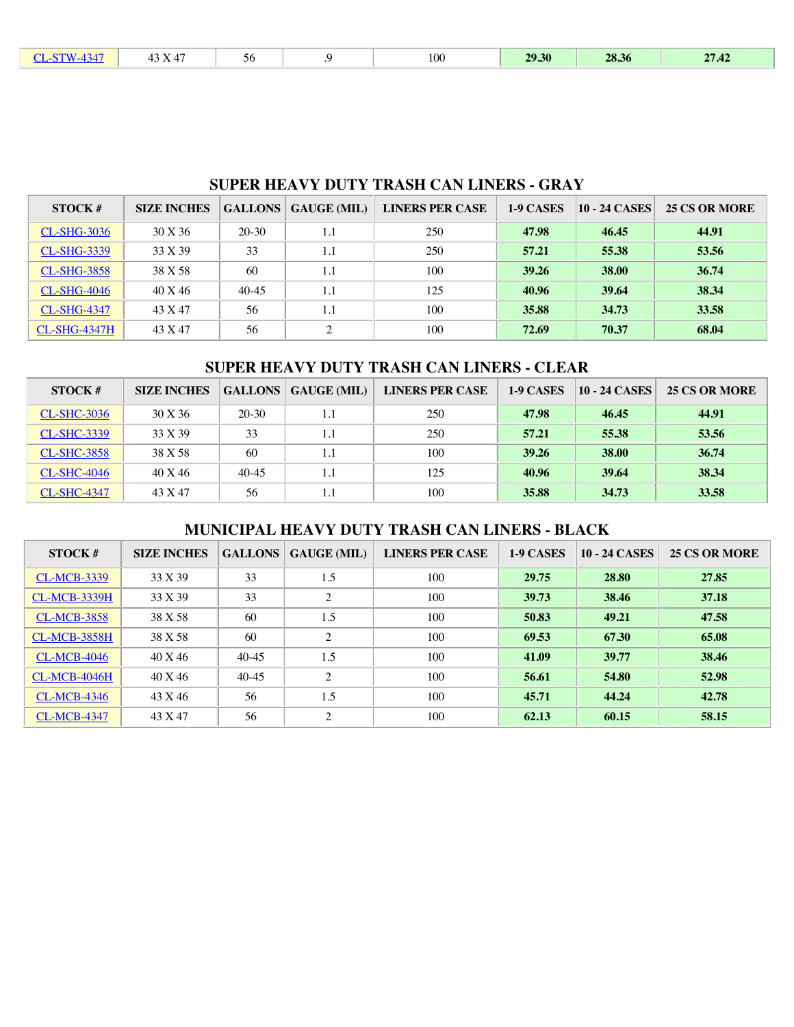| | | | | | | | |
|---|---|---|---|---|---|---|---|
| CL-STW-4347 | 43 X 47 | 56 | .9 | 100 | **29.30** | **28.36** | **27.42** |

## SUPER HEAVY DUTY TRASH CAN LINERS - GRAY

| STOCK # | SIZE INCHES | GALLONS | GAUGE (MIL) | LINERS PER CASE | 1-9 CASES | 10 - 24 CASES | 25 CS OR MORE |
|---|---|---|---|---|---|---|---|
| CL-SHG-3036 | 30 X 36 | 20-30 | 1.1 | 250 | **47.98** | **46.45** | **44.91** |
| CL-SHG-3339 | 33 X 39 | 33 | 1.1 | 250 | **57.21** | **55.38** | **53.56** |
| CL-SHG-3858 | 38 X 58 | 60 | 1.1 | 100 | **39.26** | **38.00** | **36.74** |
| CL-SHG-4046 | 40 X 46 | 40-45 | 1.1 | 125 | **40.96** | **39.64** | **38.34** |
| CL-SHG-4347 | 43 X 47 | 56 | 1.1 | 100 | **35.88** | **34.73** | **33.58** |
| CL-SHG-4347H | 43 X 47 | 56 | 2 | 100 | **72.69** | **70.37** | **68.04** |

## SUPER HEAVY DUTY TRASH CAN LINERS - CLEAR

| STOCK # | SIZE INCHES | GALLONS | GAUGE (MIL) | LINERS PER CASE | 1-9 CASES | 10 - 24 CASES | 25 CS OR MORE |
|---|---|---|---|---|---|---|---|
| CL-SHC-3036 | 30 X 36 | 20-30 | 1.1 | 250 | **47.98** | **46.45** | **44.91** |
| CL-SHC-3339 | 33 X 39 | 33 | 1.1 | 250 | **57.21** | **55.38** | **53.56** |
| CL-SHC-3858 | 38 X 58 | 60 | 1.1 | 100 | **39.26** | **38.00** | **36.74** |
| CL-SHC-4046 | 40 X 46 | 40-45 | 1.1 | 125 | **40.96** | **39.64** | **38.34** |
| CL-SHC-4347 | 43 X 47 | 56 | 1.1 | 100 | **35.88** | **34.73** | **33.58** |

## MUNICIPAL HEAVY DUTY TRASH CAN LINERS - BLACK

| STOCK # | SIZE INCHES | GALLONS | GAUGE (MIL) | LINERS PER CASE | 1-9 CASES | 10 - 24 CASES | 25 CS OR MORE |
|---|---|---|---|---|---|---|---|
| CL-MCB-3339 | 33 X 39 | 33 | 1.5 | 100 | **29.75** | **28.80** | **27.85** |
| CL-MCB-3339H | 33 X 39 | 33 | 2 | 100 | **39.73** | **38.46** | **37.18** |
| CL-MCB-3858 | 38 X 58 | 60 | 1.5 | 100 | **50.83** | **49.21** | **47.58** |
| CL-MCB-3858H | 38 X 58 | 60 | 2 | 100 | **69.53** | **67.30** | **65.08** |
| CL-MCB-4046 | 40 X 46 | 40-45 | 1.5 | 100 | **41.09** | **39.77** | **38.46** |
| CL-MCB-4046H | 40 X 46 | 40-45 | 2 | 100 | **56.61** | **54.80** | **52.98** |
| CL-MCB-4346 | 43 X 46 | 56 | 1.5 | 100 | **45.71** | **44.24** | **42.78** |
| CL-MCB-4347 | 43 X 47 | 56 | 2 | 100 | **62.13** | **60.15** | **58.15** |